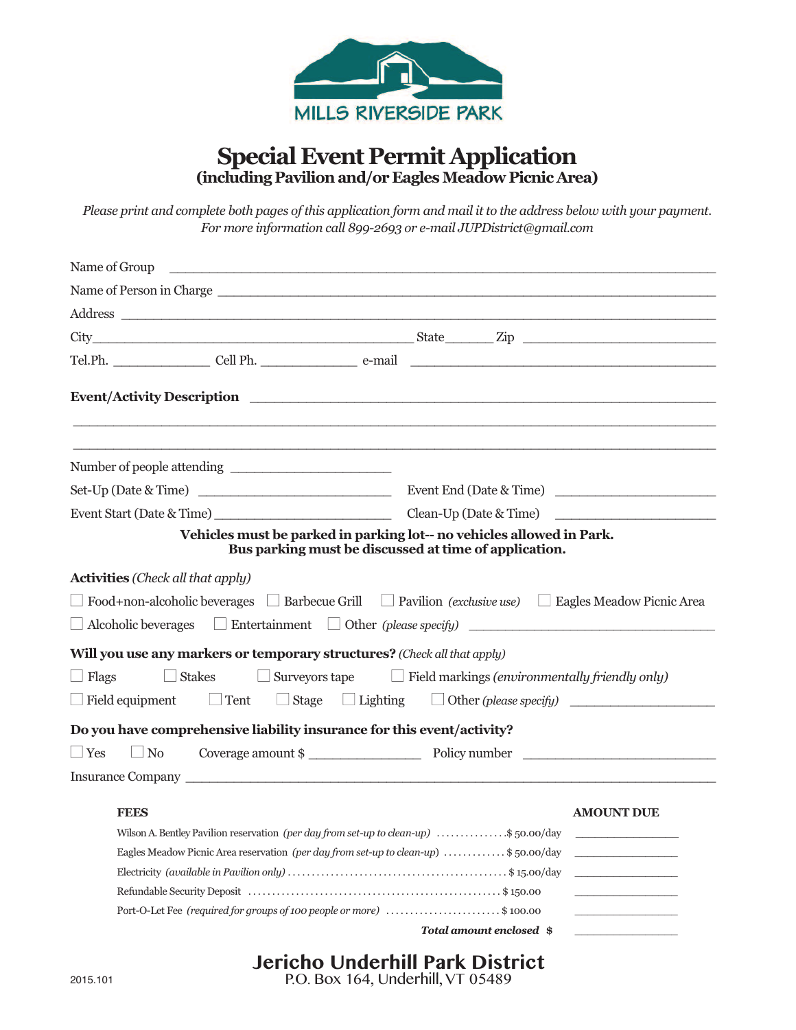MILLS RIVERSIDE PARK

# Special Event Permit Application

## (including Pavilion and/or Eagles Meadow Picnic Area)

*Please print and complete both pages of this application form and mail it to the address below with your payment. For more information call 899-2693 or e-mail JUPDistrict@gmail.com*

Name of Group ______________________________________________

Name of Person in Charge ______________________________________________

Address ______________________________________________

City______________________________ State_______ Zip ______________________

Tel.Ph. _____________ Cell Ph. _____________ e-mail ______________________________

**Event/Activity Description** ______________________________________________

______________________________________________

______________________________________________

Number of people attending ______________________

Set-Up (Date & Time) ______________________ Event End (Date & Time) ______________________

Event Start (Date & Time) ______________________ Clean-Up (Date & Time) ______________________

**Vehicles must be parked in parking lot-- no vehicles allowed in Park. Bus parking must be discussed at time of application.**

**Activities** *(Check all that apply)*

☐ Food+non-alcoholic beverages ☐ Barbecue Grill ☐ Pavilion *(exclusive use)* ☐ Eagles Meadow Picnic Area

☐ Alcoholic beverages ☐ Entertainment ☐ Other *(please specify)* ______________________________

**Will you use any markers or temporary structures?** *(Check all that apply)*

☐ Flags ☐ Stakes ☐ Surveyors tape ☐ Field markings *(environmentally friendly only)*

☐ Field equipment ☐ Tent ☐ Stage ☐ Lighting ☐ Other *(please specify)* ____________________

**Do you have comprehensive liability insurance for this event/activity?**

☐ Yes ☐ No Coverage amount $ _______________ Policy number ______________________

Insurance Company ______________________________________________

| FEES | AMOUNT DUE |
|---|---|
| Wilson A. Bentley Pavilion reservation *(per day from set-up to clean-up)* ............... $ 50.00/day | ____________ |
| Eagles Meadow Picnic Area reservation *(per day from set-up to clean-up)* ............. $ 50.00/day | ____________ |
| Electricity *(available in Pavilion only)* ............................................. $ 15.00/day | ____________ |
| Refundable Security Deposit .................................................... $ 150.00 | ____________ |
| Port-O-Let Fee *(required for groups of 100 people or more)* ........................ $ 100.00 | ____________ |
| ***Total amount enclosed*** **$** | ____________ |

**Jericho Underhill Park District**
P.O. Box 164, Underhill, VT 05489

2015.101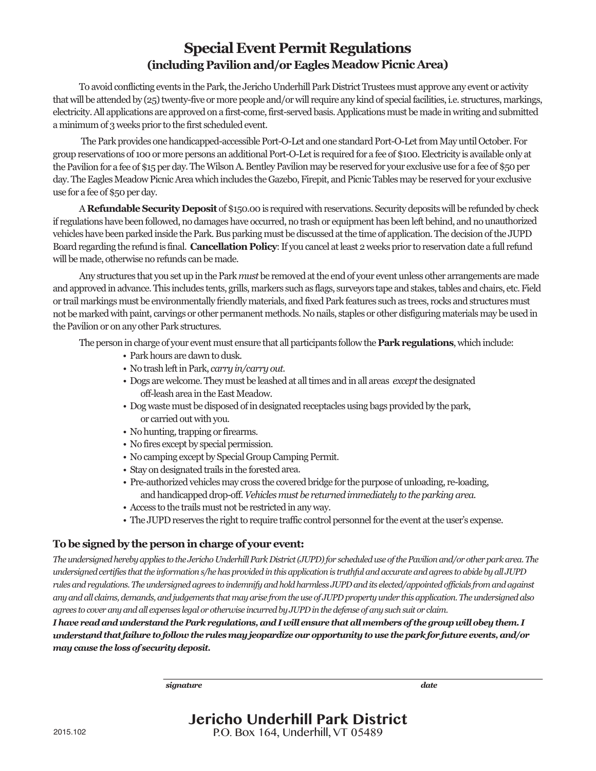# Special Event Permit Regulations
## (including Pavilion and/or Eagles Meadow Picnic Area)

To avoid conflicting events in the Park, the Jericho Underhill Park District Trustees must approve any event or activity that will be attended by (25) twenty-five or more people and/or will require any kind of special facilities, i.e. structures, markings, electricity. All applications are approved on a first-come, first-served basis. Applications must be made in writing and submitted a minimum of 3 weeks prior to the first scheduled event.

The Park provides one handicapped-accessible Port-O-Let and one standard Port-O-Let from May until October. For group reservations of 100 or more persons an additional Port-O-Let is required for a fee of $100. Electricity is available only at the Pavilion for a fee of $15 per day. The Wilson A. Bentley Pavilion may be reserved for your exclusive use for a fee of $50 per day. The Eagles Meadow Picnic Area which includes the Gazebo, Firepit, and Picnic Tables may be reserved for your exclusive use for a fee of $50 per day.

A **Refundable Security Deposit** of $150.00 is required with reservations. Security deposits will be refunded by check if regulations have been followed, no damages have occurred, no trash or equipment has been left behind, and no unauthorized vehicles have been parked inside the Park. Bus parking must be discussed at the time of application. The decision of the JUPD Board regarding the refund is final. **Cancellation Policy**: If you cancel at least 2 weeks prior to reservation date a full refund will be made, otherwise no refunds can be made.

Any structures that you set up in the Park *must* be removed at the end of your event unless other arrangements are made and approved in advance. This includes tents, grills, markers such as flags, surveyors tape and stakes, tables and chairs, etc. Field or trail markings must be environmentally friendly materials, and fixed Park features such as trees, rocks and structures must not be marked with paint, carvings or other permanent methods. No nails, staples or other disfiguring materials may be used in the Pavilion or on any other Park structures.

The person in charge of your event must ensure that all participants follow the **Park regulations**, which include:

- Park hours are dawn to dusk.
- No trash left in Park, *carry in/carry out.*
- Dogs are welcome. They must be leashed at all times and in all areas *except* the designated off-leash area in the East Meadow.
- Dog waste must be disposed of in designated receptacles using bags provided by the park, or carried out with you.
- No hunting, trapping or firearms.
- No fires except by special permission.
- No camping except by Special Group Camping Permit.
- Stay on designated trails in the forested area.
- Pre-authorized vehicles may cross the covered bridge for the purpose of unloading, re-loading, and handicapped drop-off. *Vehicles must be returned immediately to the parking area.*
- Access to the trails must not be restricted in any way.
- The JUPD reserves the right to require traffic control personnel for the event at the user's expense.

### To be signed by the person in charge of your event:

*The undersigned hereby applies to the Jericho Underhill Park District (JUPD) for scheduled use of the Pavilion and/or other park area. The undersigned certifies that the information s/he has provided in this application is truthful and accurate and agrees to abide by all JUPD rules and regulations. The undersigned agrees to indemnify and hold harmless JUPD and its elected/appointed officials from and against any and all claims, demands, and judgements that may arise from the use of JUPD property under this application. The undersigned also agrees to cover any and all expenses legal or otherwise incurred by JUPD in the defense of any such suit or claim.*

***I have read and understand the Park regulations, and I will ensure that all members of the group will obey them. I understand that failure to follow the rules may jeopardize our opportunity to use the park for future events, and/or may cause the loss of security deposit.***

_______________________________________________

***signature*** ***date***

**Jericho Underhill Park District**
P.O. Box 164, Underhill, VT 05489

2015.102